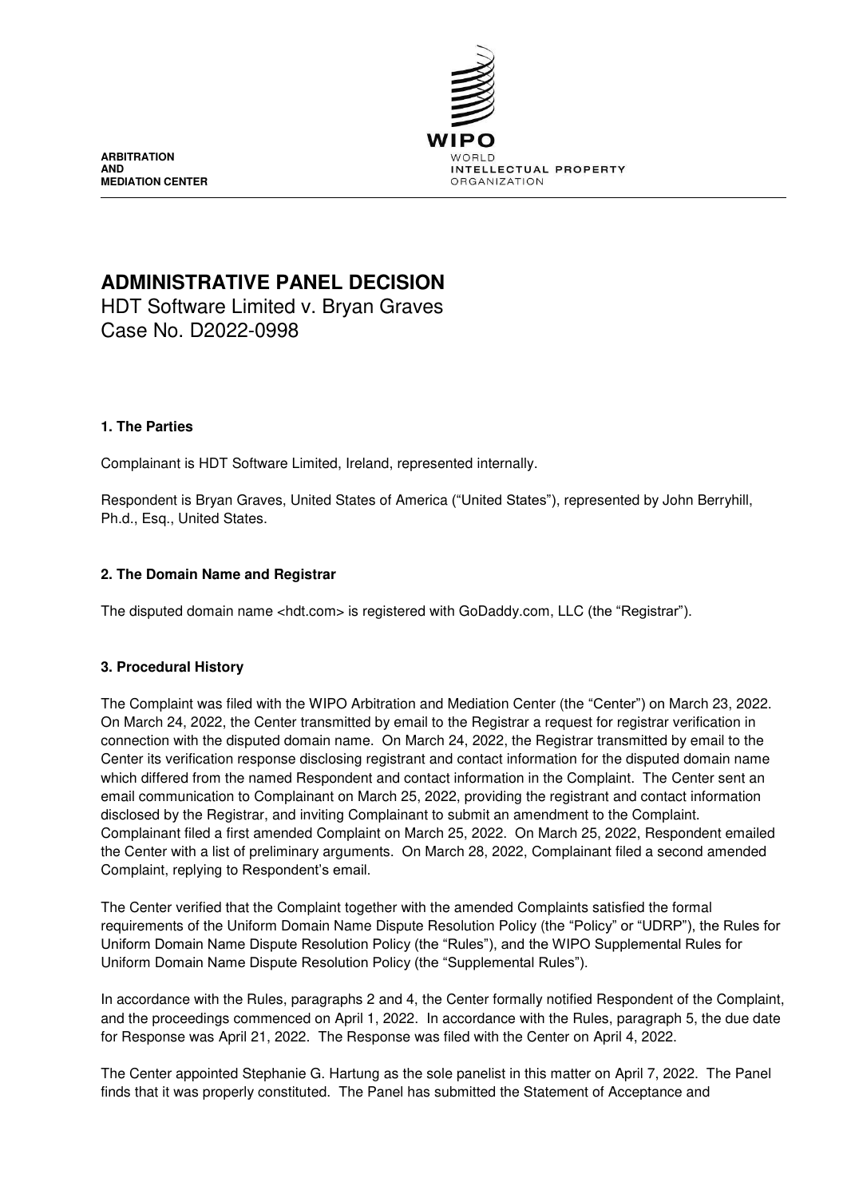ARBITRATION
AND
MEDIATION CENTER

WIPO
WORLD
INTELLECTUAL PROPERTY
ORGANIZATION

# ADMINISTRATIVE PANEL DECISION

HDT Software Limited v. Bryan Graves
Case No. D2022-0998

## 1. The Parties

Complainant is HDT Software Limited, Ireland, represented internally.

Respondent is Bryan Graves, United States of America ("United States"), represented by John Berryhill, Ph.d., Esq., United States.

## 2. The Domain Name and Registrar

The disputed domain name <hdt.com> is registered with GoDaddy.com, LLC (the "Registrar").

## 3. Procedural History

The Complaint was filed with the WIPO Arbitration and Mediation Center (the "Center") on March 23, 2022. On March 24, 2022, the Center transmitted by email to the Registrar a request for registrar verification in connection with the disputed domain name. On March 24, 2022, the Registrar transmitted by email to the Center its verification response disclosing registrant and contact information for the disputed domain name which differed from the named Respondent and contact information in the Complaint. The Center sent an email communication to Complainant on March 25, 2022, providing the registrant and contact information disclosed by the Registrar, and inviting Complainant to submit an amendment to the Complaint. Complainant filed a first amended Complaint on March 25, 2022. On March 25, 2022, Respondent emailed the Center with a list of preliminary arguments. On March 28, 2022, Complainant filed a second amended Complaint, replying to Respondent's email.

The Center verified that the Complaint together with the amended Complaints satisfied the formal requirements of the Uniform Domain Name Dispute Resolution Policy (the "Policy" or "UDRP"), the Rules for Uniform Domain Name Dispute Resolution Policy (the "Rules"), and the WIPO Supplemental Rules for Uniform Domain Name Dispute Resolution Policy (the "Supplemental Rules").

In accordance with the Rules, paragraphs 2 and 4, the Center formally notified Respondent of the Complaint, and the proceedings commenced on April 1, 2022. In accordance with the Rules, paragraph 5, the due date for Response was April 21, 2022. The Response was filed with the Center on April 4, 2022.

The Center appointed Stephanie G. Hartung as the sole panelist in this matter on April 7, 2022. The Panel finds that it was properly constituted. The Panel has submitted the Statement of Acceptance and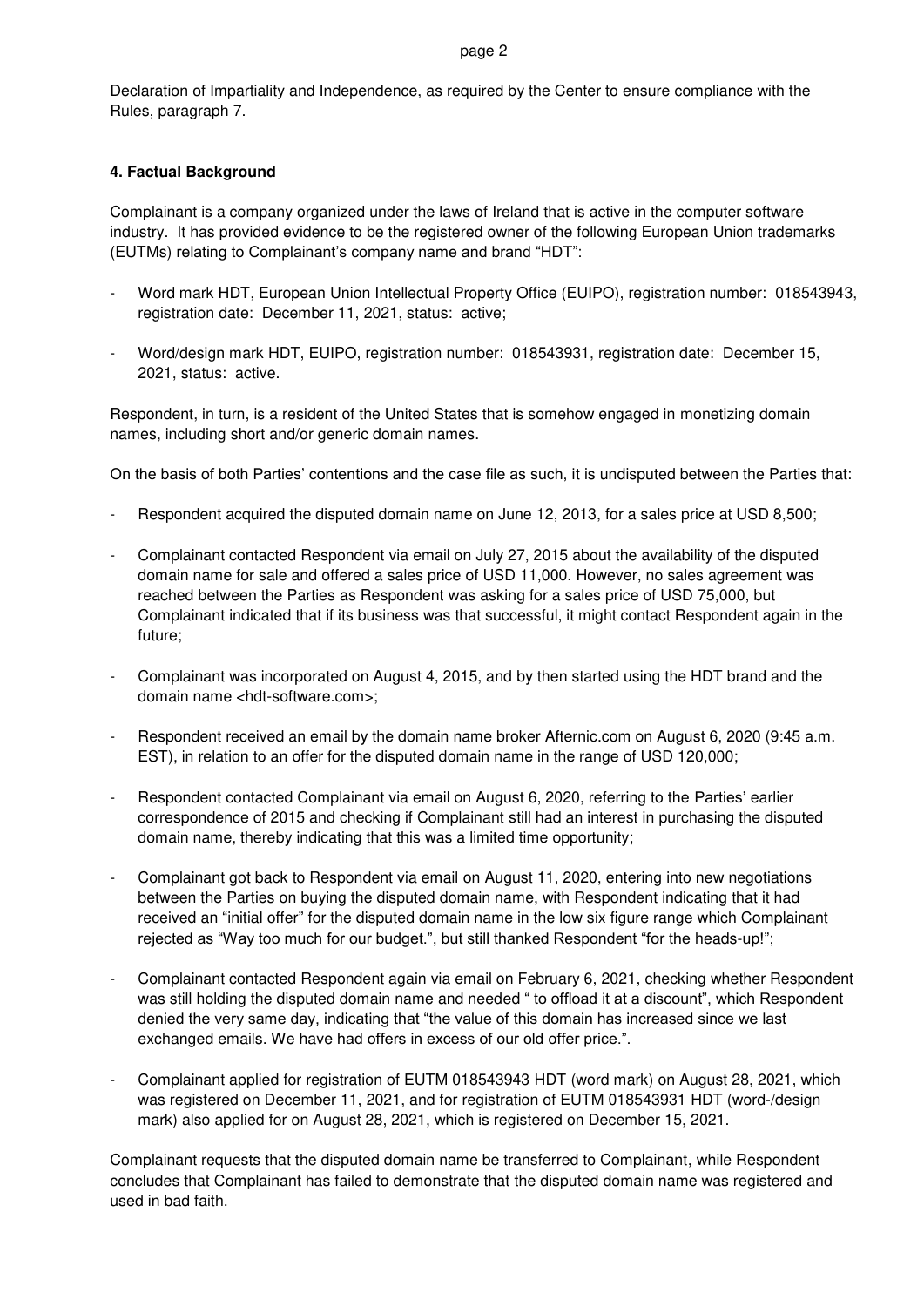Declaration of Impartiality and Independence, as required by the Center to ensure compliance with the Rules, paragraph 7.

### 4. Factual Background

Complainant is a company organized under the laws of Ireland that is active in the computer software industry. It has provided evidence to be the registered owner of the following European Union trademarks (EUTMs) relating to Complainant's company name and brand "HDT":

- Word mark HDT, European Union Intellectual Property Office (EUIPO), registration number: 018543943, registration date: December 11, 2021, status: active;
- Word/design mark HDT, EUIPO, registration number: 018543931, registration date: December 15, 2021, status: active.

Respondent, in turn, is a resident of the United States that is somehow engaged in monetizing domain names, including short and/or generic domain names.

On the basis of both Parties' contentions and the case file as such, it is undisputed between the Parties that:

- Respondent acquired the disputed domain name on June 12, 2013, for a sales price at USD 8,500;
- Complainant contacted Respondent via email on July 27, 2015 about the availability of the disputed domain name for sale and offered a sales price of USD 11,000. However, no sales agreement was reached between the Parties as Respondent was asking for a sales price of USD 75,000, but Complainant indicated that if its business was that successful, it might contact Respondent again in the future;
- Complainant was incorporated on August 4, 2015, and by then started using the HDT brand and the domain name <hdt-software.com>;
- Respondent received an email by the domain name broker Afternic.com on August 6, 2020 (9:45 a.m. EST), in relation to an offer for the disputed domain name in the range of USD 120,000;
- Respondent contacted Complainant via email on August 6, 2020, referring to the Parties' earlier correspondence of 2015 and checking if Complainant still had an interest in purchasing the disputed domain name, thereby indicating that this was a limited time opportunity;
- Complainant got back to Respondent via email on August 11, 2020, entering into new negotiations between the Parties on buying the disputed domain name, with Respondent indicating that it had received an "initial offer" for the disputed domain name in the low six figure range which Complainant rejected as "Way too much for our budget.", but still thanked Respondent "for the heads-up!";
- Complainant contacted Respondent again via email on February 6, 2021, checking whether Respondent was still holding the disputed domain name and needed " to offload it at a discount", which Respondent denied the very same day, indicating that "the value of this domain has increased since we last exchanged emails. We have had offers in excess of our old offer price.".
- Complainant applied for registration of EUTM 018543943 HDT (word mark) on August 28, 2021, which was registered on December 11, 2021, and for registration of EUTM 018543931 HDT (word-/design mark) also applied for on August 28, 2021, which is registered on December 15, 2021.

Complainant requests that the disputed domain name be transferred to Complainant, while Respondent concludes that Complainant has failed to demonstrate that the disputed domain name was registered and used in bad faith.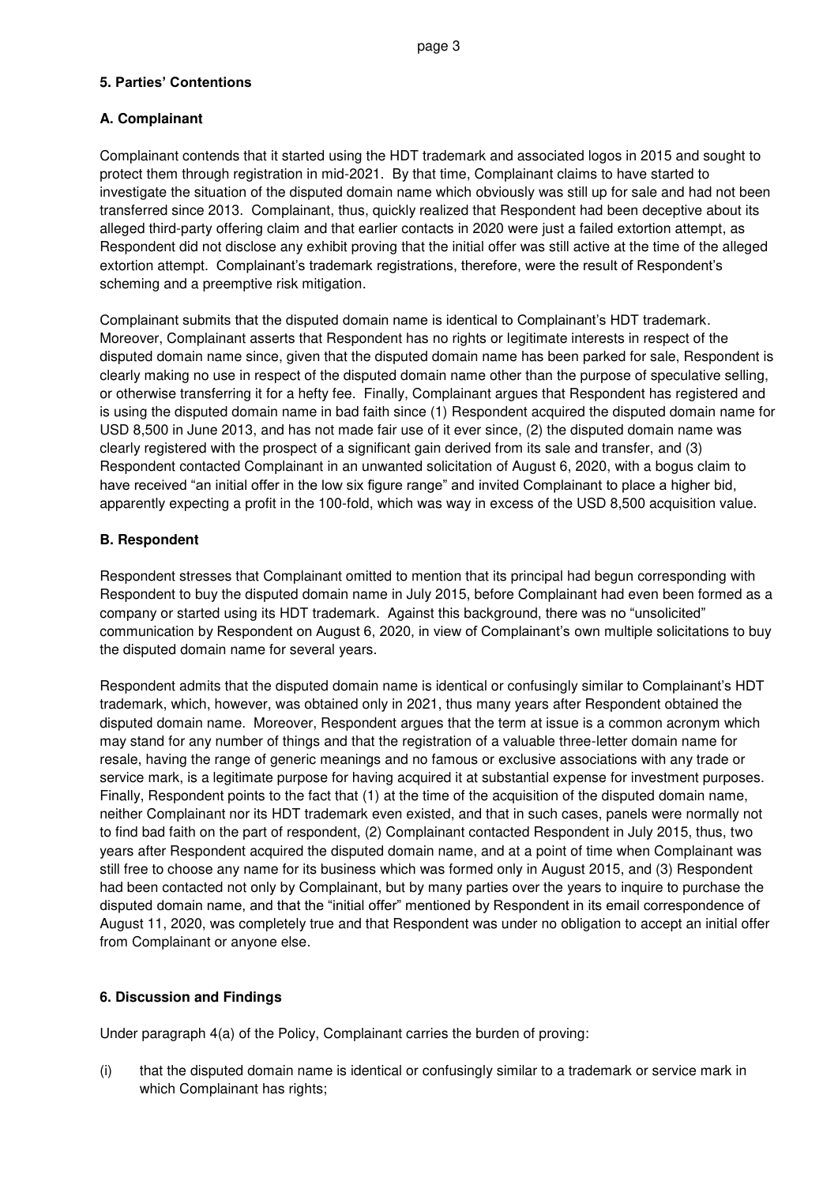### 5. Parties' Contentions

### A. Complainant

Complainant contends that it started using the HDT trademark and associated logos in 2015 and sought to protect them through registration in mid-2021. By that time, Complainant claims to have started to investigate the situation of the disputed domain name which obviously was still up for sale and had not been transferred since 2013. Complainant, thus, quickly realized that Respondent had been deceptive about its alleged third-party offering claim and that earlier contacts in 2020 were just a failed extortion attempt, as Respondent did not disclose any exhibit proving that the initial offer was still active at the time of the alleged extortion attempt. Complainant's trademark registrations, therefore, were the result of Respondent's scheming and a preemptive risk mitigation.

Complainant submits that the disputed domain name is identical to Complainant's HDT trademark. Moreover, Complainant asserts that Respondent has no rights or legitimate interests in respect of the disputed domain name since, given that the disputed domain name has been parked for sale, Respondent is clearly making no use in respect of the disputed domain name other than the purpose of speculative selling, or otherwise transferring it for a hefty fee. Finally, Complainant argues that Respondent has registered and is using the disputed domain name in bad faith since (1) Respondent acquired the disputed domain name for USD 8,500 in June 2013, and has not made fair use of it ever since, (2) the disputed domain name was clearly registered with the prospect of a significant gain derived from its sale and transfer, and (3) Respondent contacted Complainant in an unwanted solicitation of August 6, 2020, with a bogus claim to have received "an initial offer in the low six figure range" and invited Complainant to place a higher bid, apparently expecting a profit in the 100-fold, which was way in excess of the USD 8,500 acquisition value.

### B. Respondent

Respondent stresses that Complainant omitted to mention that its principal had begun corresponding with Respondent to buy the disputed domain name in July 2015, before Complainant had even been formed as a company or started using its HDT trademark. Against this background, there was no "unsolicited" communication by Respondent on August 6, 2020, in view of Complainant's own multiple solicitations to buy the disputed domain name for several years.

Respondent admits that the disputed domain name is identical or confusingly similar to Complainant's HDT trademark, which, however, was obtained only in 2021, thus many years after Respondent obtained the disputed domain name. Moreover, Respondent argues that the term at issue is a common acronym which may stand for any number of things and that the registration of a valuable three-letter domain name for resale, having the range of generic meanings and no famous or exclusive associations with any trade or service mark, is a legitimate purpose for having acquired it at substantial expense for investment purposes. Finally, Respondent points to the fact that (1) at the time of the acquisition of the disputed domain name, neither Complainant nor its HDT trademark even existed, and that in such cases, panels were normally not to find bad faith on the part of respondent, (2) Complainant contacted Respondent in July 2015, thus, two years after Respondent acquired the disputed domain name, and at a point of time when Complainant was still free to choose any name for its business which was formed only in August 2015, and (3) Respondent had been contacted not only by Complainant, but by many parties over the years to inquire to purchase the disputed domain name, and that the "initial offer" mentioned by Respondent in its email correspondence of August 11, 2020, was completely true and that Respondent was under no obligation to accept an initial offer from Complainant or anyone else.

### 6. Discussion and Findings

Under paragraph 4(a) of the Policy, Complainant carries the burden of proving:

(i) that the disputed domain name is identical or confusingly similar to a trademark or service mark in which Complainant has rights;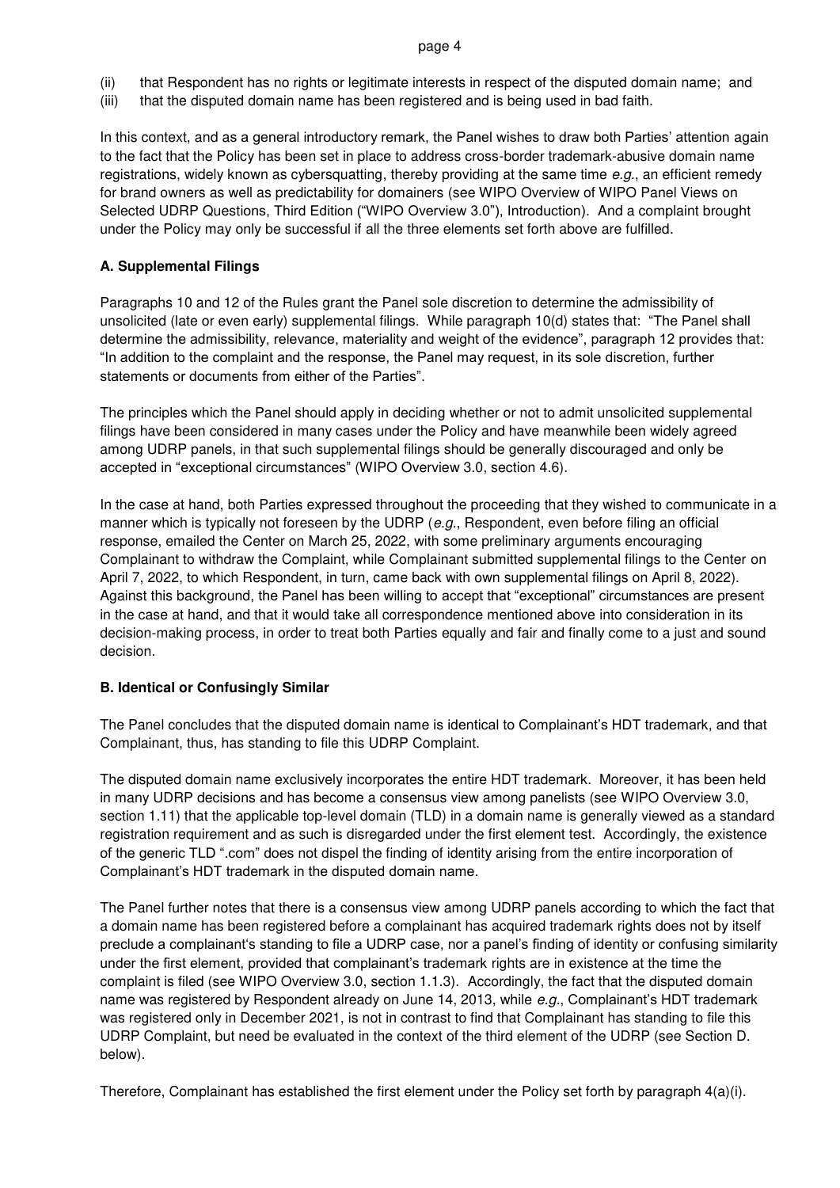(ii) that Respondent has no rights or legitimate interests in respect of the disputed domain name; and

(iii) that the disputed domain name has been registered and is being used in bad faith.

In this context, and as a general introductory remark, the Panel wishes to draw both Parties' attention again to the fact that the Policy has been set in place to address cross-border trademark-abusive domain name registrations, widely known as cybersquatting, thereby providing at the same time *e.g.*, an efficient remedy for brand owners as well as predictability for domainers (see WIPO Overview of WIPO Panel Views on Selected UDRP Questions, Third Edition ("WIPO Overview 3.0"), Introduction). And a complaint brought under the Policy may only be successful if all the three elements set forth above are fulfilled.

**A. Supplemental Filings**

Paragraphs 10 and 12 of the Rules grant the Panel sole discretion to determine the admissibility of unsolicited (late or even early) supplemental filings. While paragraph 10(d) states that: "The Panel shall determine the admissibility, relevance, materiality and weight of the evidence", paragraph 12 provides that: "In addition to the complaint and the response, the Panel may request, in its sole discretion, further statements or documents from either of the Parties".

The principles which the Panel should apply in deciding whether or not to admit unsolicited supplemental filings have been considered in many cases under the Policy and have meanwhile been widely agreed among UDRP panels, in that such supplemental filings should be generally discouraged and only be accepted in "exceptional circumstances" (WIPO Overview 3.0, section 4.6).

In the case at hand, both Parties expressed throughout the proceeding that they wished to communicate in a manner which is typically not foreseen by the UDRP (*e.g.*, Respondent, even before filing an official response, emailed the Center on March 25, 2022, with some preliminary arguments encouraging Complainant to withdraw the Complaint, while Complainant submitted supplemental filings to the Center on April 7, 2022, to which Respondent, in turn, came back with own supplemental filings on April 8, 2022). Against this background, the Panel has been willing to accept that "exceptional" circumstances are present in the case at hand, and that it would take all correspondence mentioned above into consideration in its decision-making process, in order to treat both Parties equally and fair and finally come to a just and sound decision.

**B. Identical or Confusingly Similar**

The Panel concludes that the disputed domain name is identical to Complainant's HDT trademark, and that Complainant, thus, has standing to file this UDRP Complaint.

The disputed domain name exclusively incorporates the entire HDT trademark. Moreover, it has been held in many UDRP decisions and has become a consensus view among panelists (see WIPO Overview 3.0, section 1.11) that the applicable top-level domain (TLD) in a domain name is generally viewed as a standard registration requirement and as such is disregarded under the first element test. Accordingly, the existence of the generic TLD ".com" does not dispel the finding of identity arising from the entire incorporation of Complainant's HDT trademark in the disputed domain name.

The Panel further notes that there is a consensus view among UDRP panels according to which the fact that a domain name has been registered before a complainant has acquired trademark rights does not by itself preclude a complainant's standing to file a UDRP case, nor a panel's finding of identity or confusing similarity under the first element, provided that complainant's trademark rights are in existence at the time the complaint is filed (see WIPO Overview 3.0, section 1.1.3). Accordingly, the fact that the disputed domain name was registered by Respondent already on June 14, 2013, while *e.g.*, Complainant's HDT trademark was registered only in December 2021, is not in contrast to find that Complainant has standing to file this UDRP Complaint, but need be evaluated in the context of the third element of the UDRP (see Section D. below).

Therefore, Complainant has established the first element under the Policy set forth by paragraph 4(a)(i).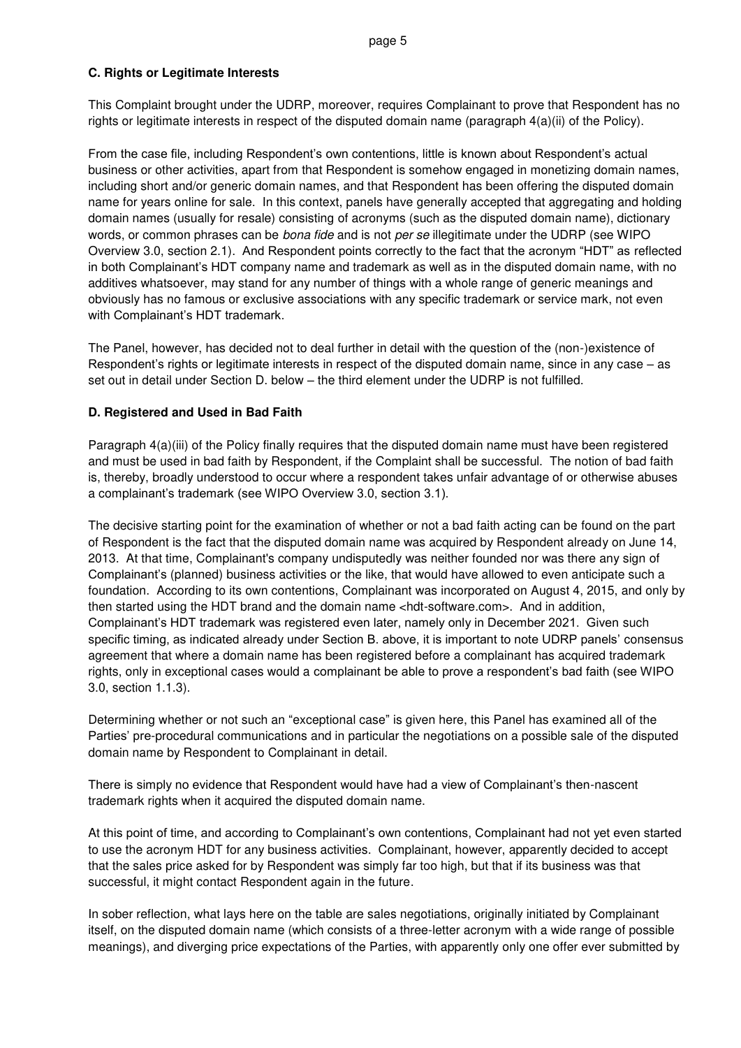### C. Rights or Legitimate Interests

This Complaint brought under the UDRP, moreover, requires Complainant to prove that Respondent has no rights or legitimate interests in respect of the disputed domain name (paragraph 4(a)(ii) of the Policy).

From the case file, including Respondent's own contentions, little is known about Respondent's actual business or other activities, apart from that Respondent is somehow engaged in monetizing domain names, including short and/or generic domain names, and that Respondent has been offering the disputed domain name for years online for sale. In this context, panels have generally accepted that aggregating and holding domain names (usually for resale) consisting of acronyms (such as the disputed domain name), dictionary words, or common phrases can be *bona fide* and is not *per se* illegitimate under the UDRP (see WIPO Overview 3.0, section 2.1). And Respondent points correctly to the fact that the acronym "HDT" as reflected in both Complainant's HDT company name and trademark as well as in the disputed domain name, with no additives whatsoever, may stand for any number of things with a whole range of generic meanings and obviously has no famous or exclusive associations with any specific trademark or service mark, not even with Complainant's HDT trademark.

The Panel, however, has decided not to deal further in detail with the question of the (non-)existence of Respondent's rights or legitimate interests in respect of the disputed domain name, since in any case – as set out in detail under Section D. below – the third element under the UDRP is not fulfilled.

### D. Registered and Used in Bad Faith

Paragraph 4(a)(iii) of the Policy finally requires that the disputed domain name must have been registered and must be used in bad faith by Respondent, if the Complaint shall be successful. The notion of bad faith is, thereby, broadly understood to occur where a respondent takes unfair advantage of or otherwise abuses a complainant's trademark (see WIPO Overview 3.0, section 3.1).

The decisive starting point for the examination of whether or not a bad faith acting can be found on the part of Respondent is the fact that the disputed domain name was acquired by Respondent already on June 14, 2013. At that time, Complainant's company undisputedly was neither founded nor was there any sign of Complainant's (planned) business activities or the like, that would have allowed to even anticipate such a foundation. According to its own contentions, Complainant was incorporated on August 4, 2015, and only by then started using the HDT brand and the domain name <hdt-software.com>. And in addition, Complainant's HDT trademark was registered even later, namely only in December 2021. Given such specific timing, as indicated already under Section B. above, it is important to note UDRP panels' consensus agreement that where a domain name has been registered before a complainant has acquired trademark rights, only in exceptional cases would a complainant be able to prove a respondent's bad faith (see WIPO 3.0, section 1.1.3).

Determining whether or not such an "exceptional case" is given here, this Panel has examined all of the Parties' pre-procedural communications and in particular the negotiations on a possible sale of the disputed domain name by Respondent to Complainant in detail.

There is simply no evidence that Respondent would have had a view of Complainant's then-nascent trademark rights when it acquired the disputed domain name.

At this point of time, and according to Complainant's own contentions, Complainant had not yet even started to use the acronym HDT for any business activities. Complainant, however, apparently decided to accept that the sales price asked for by Respondent was simply far too high, but that if its business was that successful, it might contact Respondent again in the future.

In sober reflection, what lays here on the table are sales negotiations, originally initiated by Complainant itself, on the disputed domain name (which consists of a three-letter acronym with a wide range of possible meanings), and diverging price expectations of the Parties, with apparently only one offer ever submitted by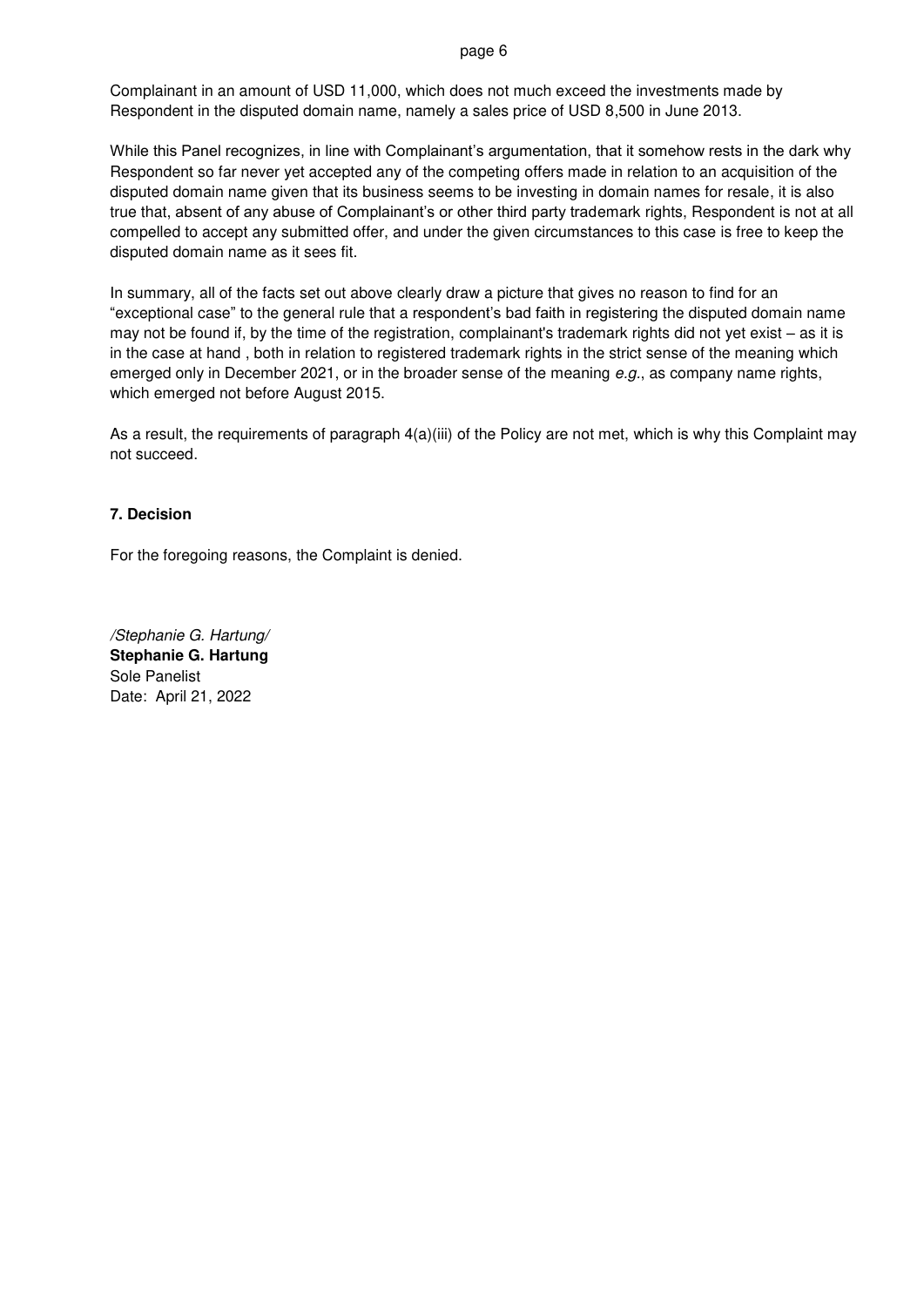Complainant in an amount of USD 11,000, which does not much exceed the investments made by Respondent in the disputed domain name, namely a sales price of USD 8,500 in June 2013.

While this Panel recognizes, in line with Complainant's argumentation, that it somehow rests in the dark why Respondent so far never yet accepted any of the competing offers made in relation to an acquisition of the disputed domain name given that its business seems to be investing in domain names for resale, it is also true that, absent of any abuse of Complainant's or other third party trademark rights, Respondent is not at all compelled to accept any submitted offer, and under the given circumstances to this case is free to keep the disputed domain name as it sees fit.

In summary, all of the facts set out above clearly draw a picture that gives no reason to find for an "exceptional case" to the general rule that a respondent's bad faith in registering the disputed domain name may not be found if, by the time of the registration, complainant's trademark rights did not yet exist – as it is in the case at hand , both in relation to registered trademark rights in the strict sense of the meaning which emerged only in December 2021, or in the broader sense of the meaning *e.g.*, as company name rights, which emerged not before August 2015.

As a result, the requirements of paragraph 4(a)(iii) of the Policy are not met, which is why this Complaint may not succeed.

**7. Decision**

For the foregoing reasons, the Complaint is denied.

*/Stephanie G. Hartung/*
**Stephanie G. Hartung**
Sole Panelist
Date: April 21, 2022